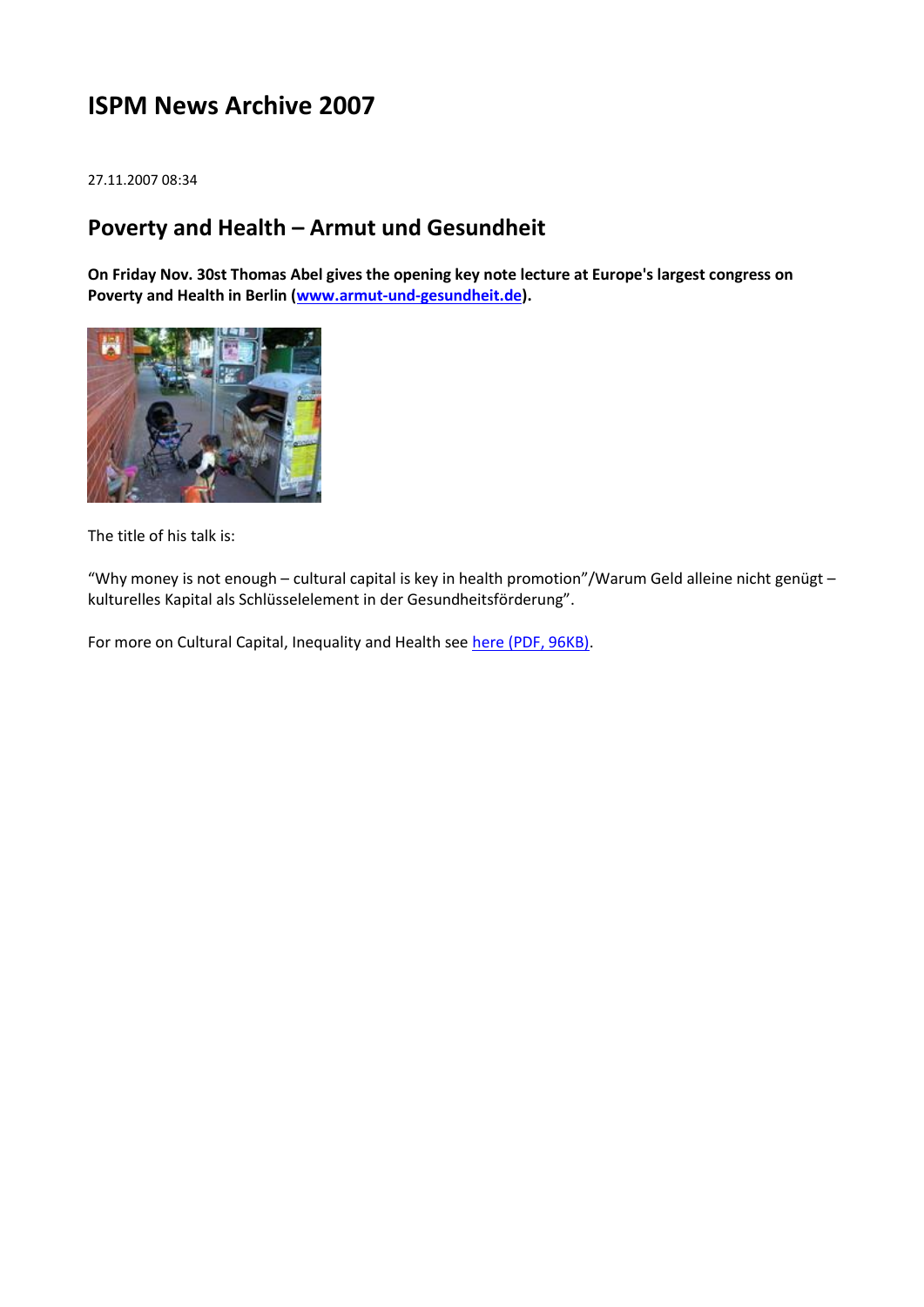# ISPM News Archive 2007

27.11.2007 08:34

## Poverty and Health – Armut und Gesundheit

**On Friday Nov. 30st Thomas Abel gives the opening key note lecture at Europe's largest congress on Poverty and Health in Berlin ([www.armut-und-gesundheit.de](www.armut-und-gesundheit.de)).**

The title of his talk is:

"Why money is not enough – cultural capital is key in health promotion"/Warum Geld alleine nicht genügt – kulturelles Kapital als Schlüsselelement in der Gesundheitsförderung".

For more on Cultural Capital, Inequality and Health see here (PDF, 96KB).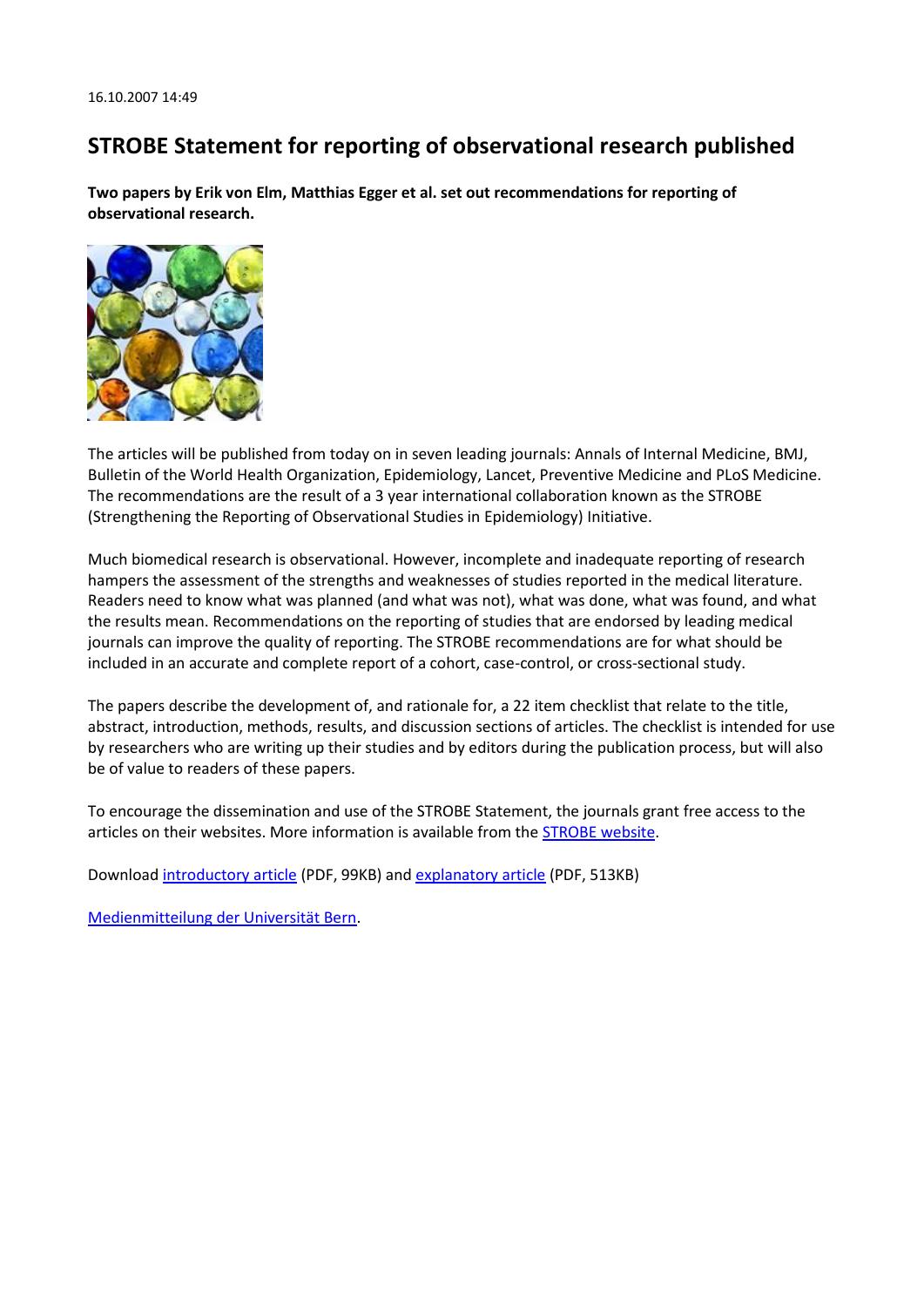16.10.2007 14:49

# STROBE Statement for reporting of observational research published

**Two papers by Erik von Elm, Matthias Egger et al. set out recommendations for reporting of observational research.**

The articles will be published from today on in seven leading journals: Annals of Internal Medicine, BMJ, Bulletin of the World Health Organization, Epidemiology, Lancet, Preventive Medicine and PLoS Medicine. The recommendations are the result of a 3 year international collaboration known as the STROBE (Strengthening the Reporting of Observational Studies in Epidemiology) Initiative.

Much biomedical research is observational. However, incomplete and inadequate reporting of research hampers the assessment of the strengths and weaknesses of studies reported in the medical literature. Readers need to know what was planned (and what was not), what was done, what was found, and what the results mean. Recommendations on the reporting of studies that are endorsed by leading medical journals can improve the quality of reporting. The STROBE recommendations are for what should be included in an accurate and complete report of a cohort, case-control, or cross-sectional study.

The papers describe the development of, and rationale for, a 22 item checklist that relate to the title, abstract, introduction, methods, results, and discussion sections of articles. The checklist is intended for use by researchers who are writing up their studies and by editors during the publication process, but will also be of value to readers of these papers.

To encourage the dissemination and use of the STROBE Statement, the journals grant free access to the articles on their websites. More information is available from the STROBE website.

Download introductory article (PDF, 99KB) and explanatory article (PDF, 513KB)

Medienmitteilung der Universität Bern.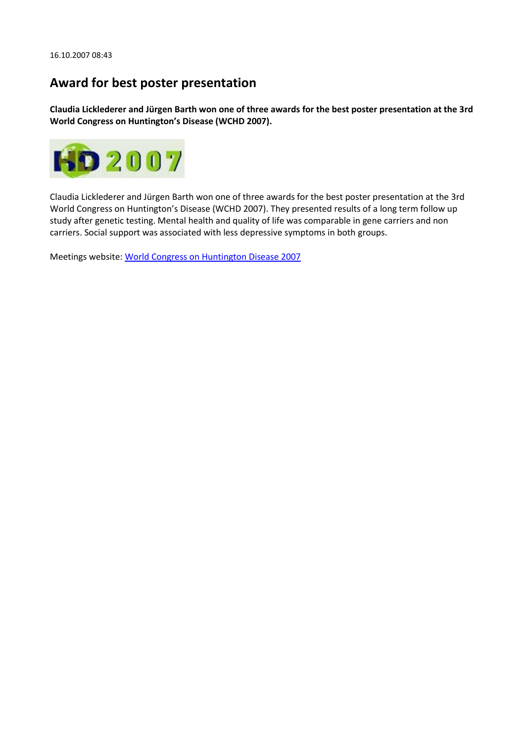16.10.2007 08:43

# Award for best poster presentation

**Claudia Licklederer and Jürgen Barth won one of three awards for the best poster presentation at the 3rd World Congress on Huntington's Disease (WCHD 2007).**

Claudia Licklederer and Jürgen Barth won one of three awards for the best poster presentation at the 3rd World Congress on Huntington's Disease (WCHD 2007). They presented results of a long term follow up study after genetic testing. Mental health and quality of life was comparable in gene carriers and non carriers. Social support was associated with less depressive symptoms in both groups.

Meetings website: World Congress on Huntington Disease 2007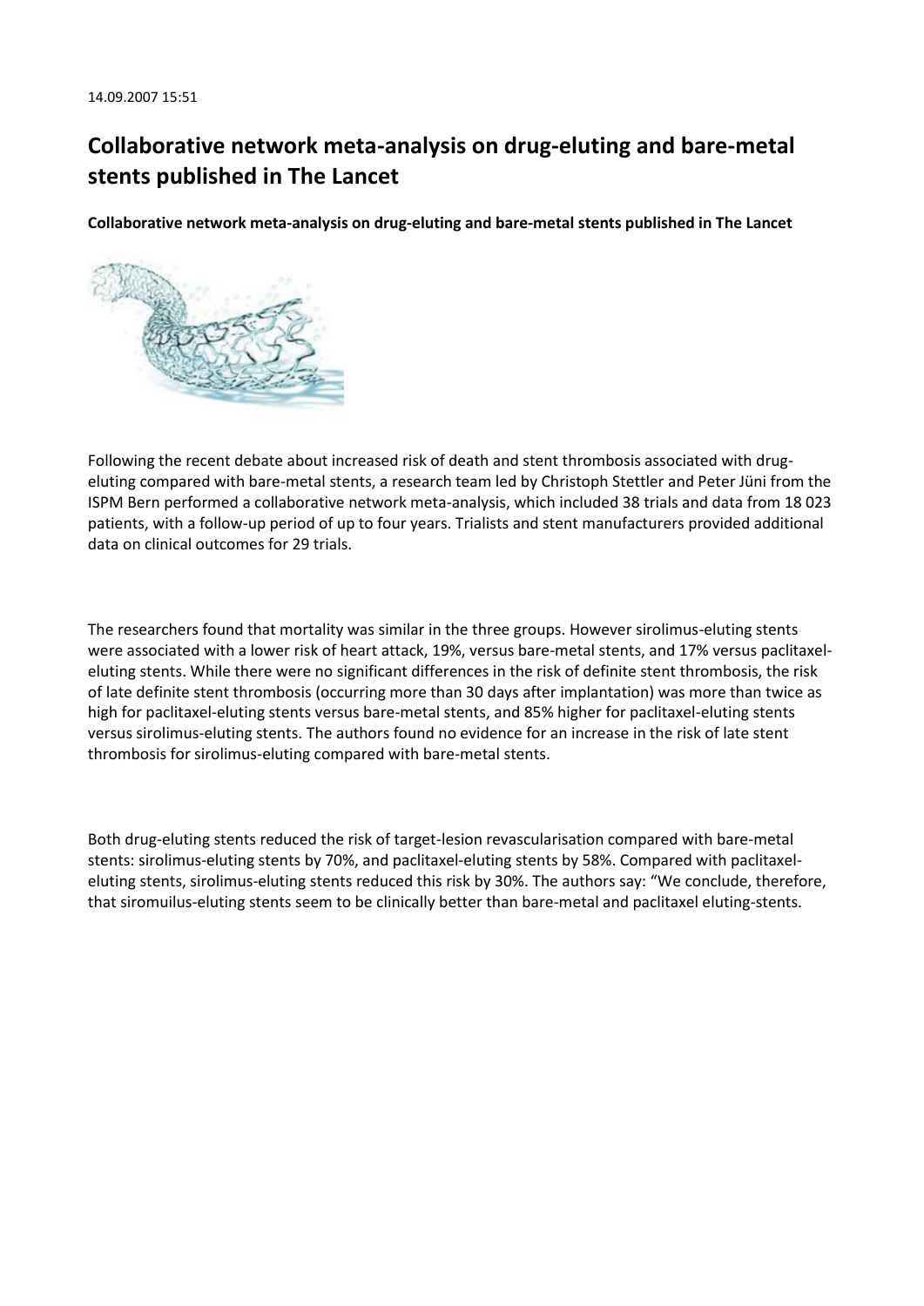14.09.2007 15:51

# Collaborative network meta-analysis on drug-eluting and bare-metal stents published in The Lancet

**Collaborative network meta-analysis on drug-eluting and bare-metal stents published in The Lancet**

Following the recent debate about increased risk of death and stent thrombosis associated with drug-eluting compared with bare-metal stents, a research team led by Christoph Stettler and Peter Jüni from the ISPM Bern performed a collaborative network meta-analysis, which included 38 trials and data from 18 023 patients, with a follow-up period of up to four years. Trialists and stent manufacturers provided additional data on clinical outcomes for 29 trials.

The researchers found that mortality was similar in the three groups. However sirolimus-eluting stents were associated with a lower risk of heart attack, 19%, versus bare-metal stents, and 17% versus paclitaxel-eluting stents. While there were no significant differences in the risk of definite stent thrombosis, the risk of late definite stent thrombosis (occurring more than 30 days after implantation) was more than twice as high for paclitaxel-eluting stents versus bare-metal stents, and 85% higher for paclitaxel-eluting stents versus sirolimus-eluting stents. The authors found no evidence for an increase in the risk of late stent thrombosis for sirolimus-eluting compared with bare-metal stents.

Both drug-eluting stents reduced the risk of target-lesion revascularisation compared with bare-metal stents: sirolimus-eluting stents by 70%, and paclitaxel-eluting stents by 58%. Compared with paclitaxel-eluting stents, sirolimus-eluting stents reduced this risk by 30%. The authors say: "We conclude, therefore, that siromuilus-eluting stents seem to be clinically better than bare-metal and paclitaxel eluting-stents.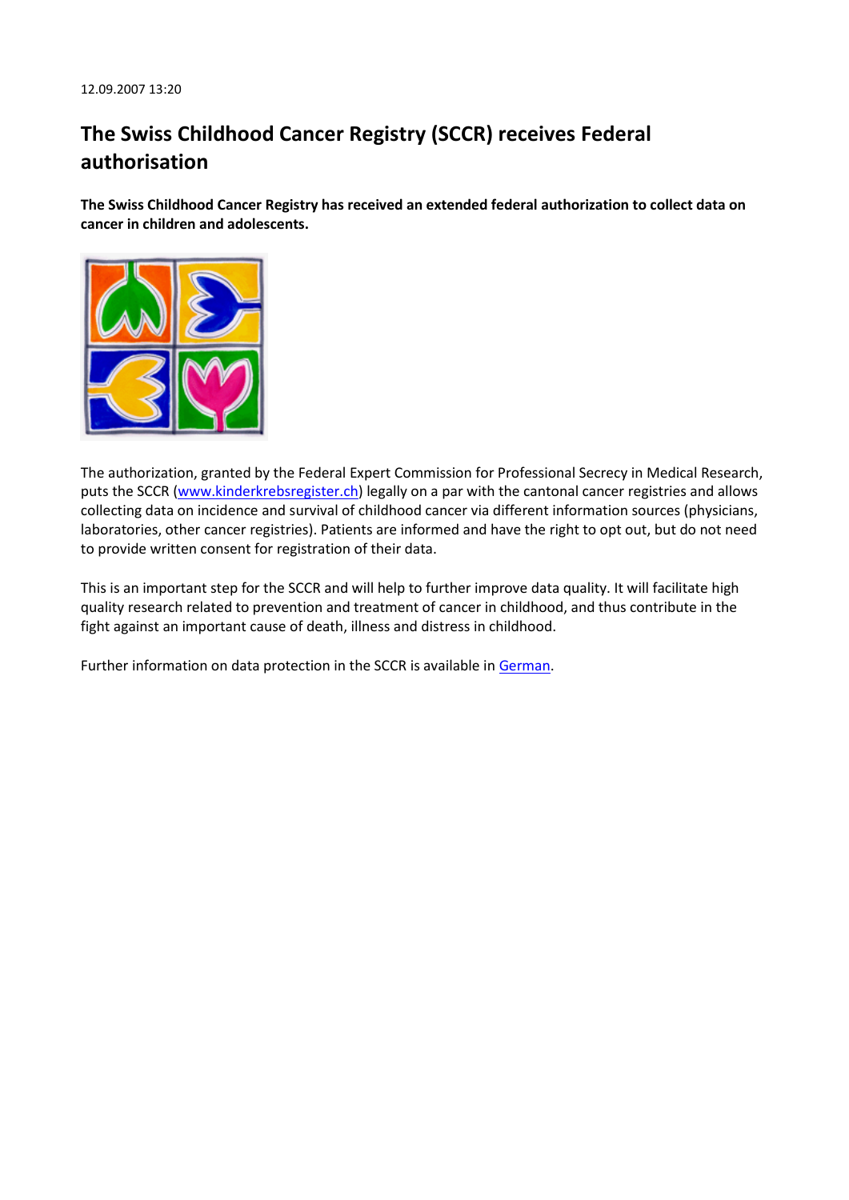12.09.2007 13:20

# The Swiss Childhood Cancer Registry (SCCR) receives Federal authorisation

**The Swiss Childhood Cancer Registry has received an extended federal authorization to collect data on cancer in children and adolescents.**

The authorization, granted by the Federal Expert Commission for Professional Secrecy in Medical Research, puts the SCCR ([www.kinderkrebsregister.ch](www.kinderkrebsregister.ch)) legally on a par with the cantonal cancer registries and allows collecting data on incidence and survival of childhood cancer via different information sources (physicians, laboratories, other cancer registries). Patients are informed and have the right to opt out, but do not need to provide written consent for registration of their data.

This is an important step for the SCCR and will help to further improve data quality. It will facilitate high quality research related to prevention and treatment of cancer in childhood, and thus contribute in the fight against an important cause of death, illness and distress in childhood.

Further information on data protection in the SCCR is available in German.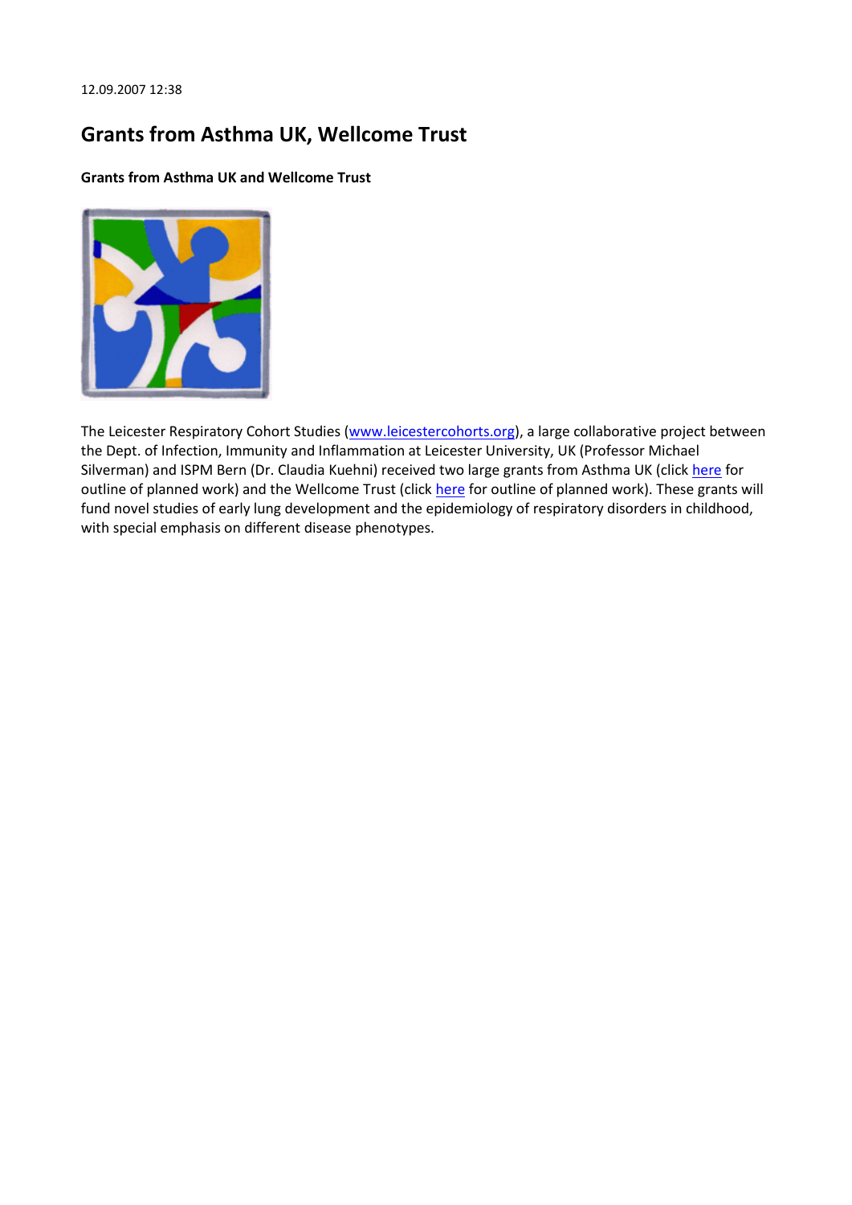12.09.2007 12:38

## Grants from Asthma UK, Wellcome Trust

**Grants from Asthma UK and Wellcome Trust**

The Leicester Respiratory Cohort Studies (www.leicestercohorts.org), a large collaborative project between the Dept. of Infection, Immunity and Inflammation at Leicester University, UK (Professor Michael Silverman) and ISPM Bern (Dr. Claudia Kuehni) received two large grants from Asthma UK (click here for outline of planned work) and the Wellcome Trust (click here for outline of planned work). These grants will fund novel studies of early lung development and the epidemiology of respiratory disorders in childhood, with special emphasis on different disease phenotypes.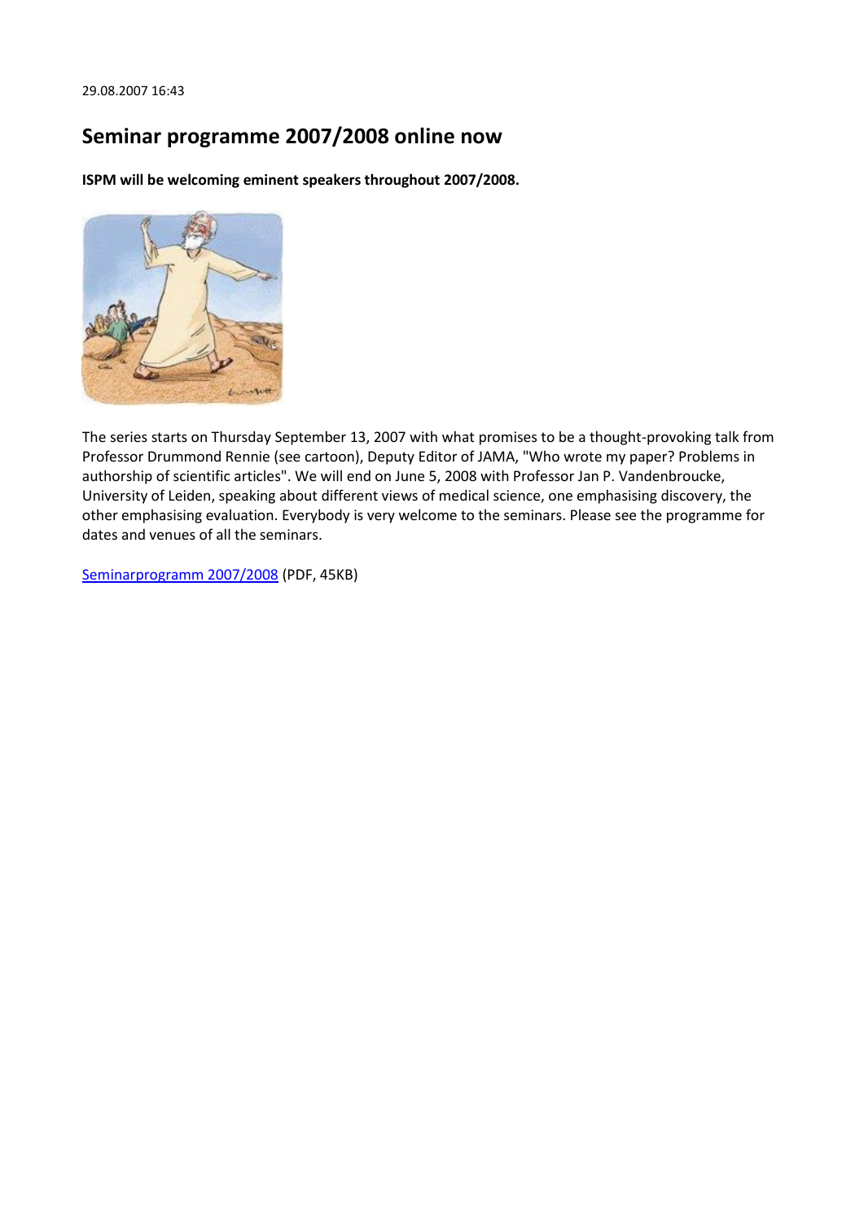29.08.2007 16:43

# Seminar programme 2007/2008 online now

**ISPM will be welcoming eminent speakers throughout 2007/2008.**

The series starts on Thursday September 13, 2007 with what promises to be a thought-provoking talk from Professor Drummond Rennie (see cartoon), Deputy Editor of JAMA, "Who wrote my paper? Problems in authorship of scientific articles". We will end on June 5, 2008 with Professor Jan P. Vandenbroucke, University of Leiden, speaking about different views of medical science, one emphasising discovery, the other emphasising evaluation. Everybody is very welcome to the seminars. Please see the programme for dates and venues of all the seminars.

Seminarprogramm 2007/2008 (PDF, 45KB)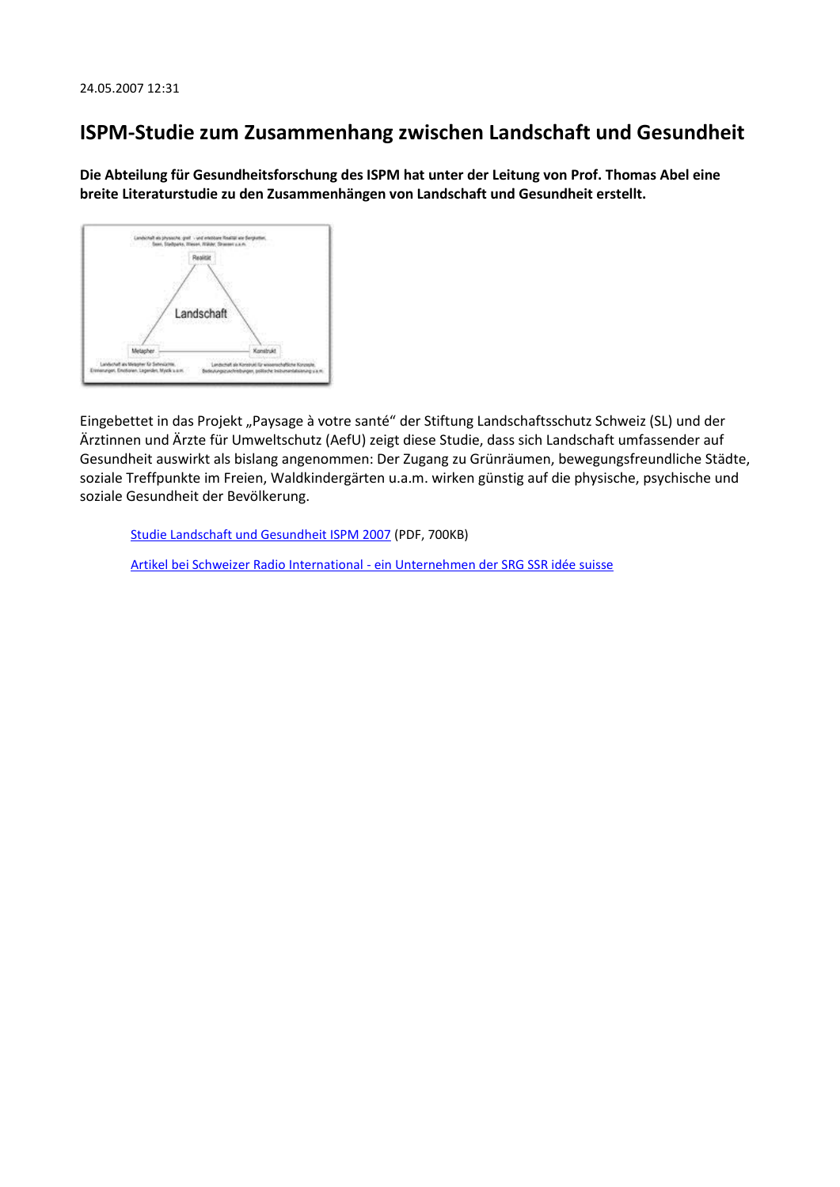24.05.2007 12:31

# ISPM-Studie zum Zusammenhang zwischen Landschaft und Gesundheit

**Die Abteilung für Gesundheitsforschung des ISPM hat unter der Leitung von Prof. Thomas Abel eine breite Literaturstudie zu den Zusammenhängen von Landschaft und Gesundheit erstellt.**

Eingebettet in das Projekt „Paysage à votre santé" der Stiftung Landschaftsschutz Schweiz (SL) und der Ärztinnen und Ärzte für Umweltschutz (AefU) zeigt diese Studie, dass sich Landschaft umfassender auf Gesundheit auswirkt als bislang angenommen: Der Zugang zu Grünräumen, bewegungsfreundliche Städte, soziale Treffpunkte im Freien, Waldkindergärten u.a.m. wirken günstig auf die physische, psychische und soziale Gesundheit der Bevölkerung.

- Studie Landschaft und Gesundheit ISPM 2007 (PDF, 700KB)
- Artikel bei Schweizer Radio International - ein Unternehmen der SRG SSR idée suisse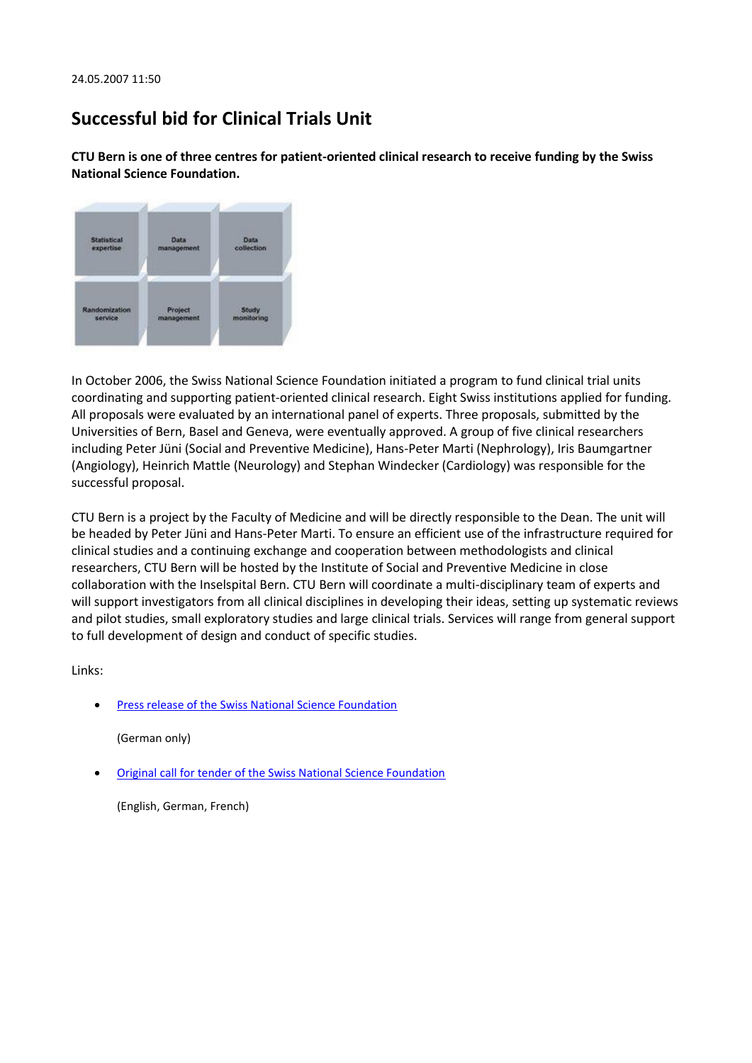24.05.2007 11:50

# Successful bid for Clinical Trials Unit

**CTU Bern is one of three centres for patient-oriented clinical research to receive funding by the Swiss National Science Foundation.**

In October 2006, the Swiss National Science Foundation initiated a program to fund clinical trial units coordinating and supporting patient-oriented clinical research. Eight Swiss institutions applied for funding. All proposals were evaluated by an international panel of experts. Three proposals, submitted by the Universities of Bern, Basel and Geneva, were eventually approved. A group of five clinical researchers including Peter Jüni (Social and Preventive Medicine), Hans-Peter Marti (Nephrology), Iris Baumgartner (Angiology), Heinrich Mattle (Neurology) and Stephan Windecker (Cardiology) was responsible for the successful proposal.

CTU Bern is a project by the Faculty of Medicine and will be directly responsible to the Dean. The unit will be headed by Peter Jüni and Hans-Peter Marti. To ensure an efficient use of the infrastructure required for clinical studies and a continuing exchange and cooperation between methodologists and clinical researchers, CTU Bern will be hosted by the Institute of Social and Preventive Medicine in close collaboration with the Inselspital Bern. CTU Bern will coordinate a multi-disciplinary team of experts and will support investigators from all clinical disciplines in developing their ideas, setting up systematic reviews and pilot studies, small exploratory studies and large clinical trials. Services will range from general support to full development of design and conduct of specific studies.

Links:

- Press release of the Swiss National Science Foundation

  (German only)

- Original call for tender of the Swiss National Science Foundation

  (English, German, French)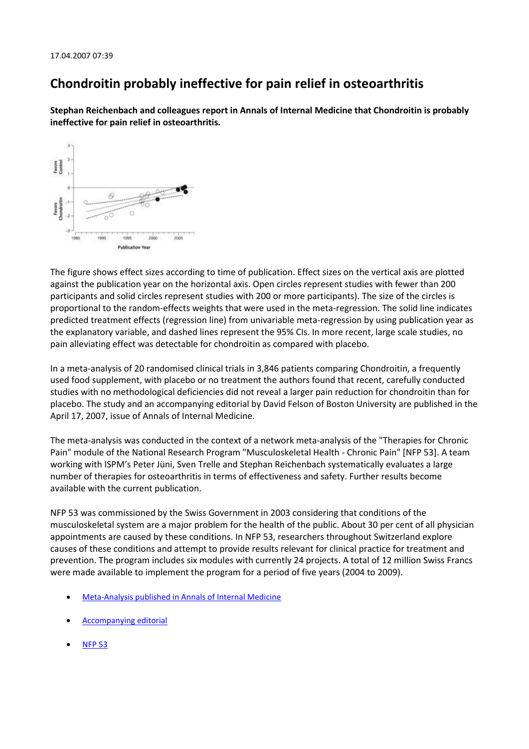17.04.2007 07:39

# Chondroitin probably ineffective for pain relief in osteoarthritis

**Stephan Reichenbach and colleagues report in Annals of Internal Medicine that Chondroitin is probably ineffective for pain relief in osteoarthritis.**

The figure shows effect sizes according to time of publication. Effect sizes on the vertical axis are plotted against the publication year on the horizontal axis. Open circles represent studies with fewer than 200 participants and solid circles represent studies with 200 or more participants). The size of the circles is proportional to the random-effects weights that were used in the meta-regression. The solid line indicates predicted treatment effects (regression line) from univariable meta-regression by using publication year as the explanatory variable, and dashed lines represent the 95% CIs. In more recent, large scale studies, no pain alleviating effect was detectable for chondroitin as compared with placebo.

In a meta-analysis of 20 randomised clinical trials in 3,846 patients comparing Chondroitin, a frequently used food supplement, with placebo or no treatment the authors found that recent, carefully conducted studies with no methodological deficiencies did not reveal a larger pain reduction for chondroitin than for placebo. The study and an accompanying editorial by David Felson of Boston University are published in the April 17, 2007, issue of Annals of Internal Medicine.

The meta-analysis was conducted in the context of a network meta-analysis of the "Therapies for Chronic Pain" module of the National Research Program "Musculoskeletal Health - Chronic Pain" [NFP 53]. A team working with ISPM's Peter Jüni, Sven Trelle and Stephan Reichenbach systematically evaluates a large number of therapies for osteoarthritis in terms of effectiveness and safety. Further results become available with the current publication.

NFP 53 was commissioned by the Swiss Government in 2003 considering that conditions of the musculoskeletal system are a major problem for the health of the public. About 30 per cent of all physician appointments are caused by these conditions. In NFP 53, researchers throughout Switzerland explore causes of these conditions and attempt to provide results relevant for clinical practice for treatment and prevention. The program includes six modules with currently 24 projects. A total of 12 million Swiss Francs were made available to implement the program for a period of five years (2004 to 2009).

- Meta-Analysis published in Annals of Internal Medicine
- Accompanying editorial
- NFP 53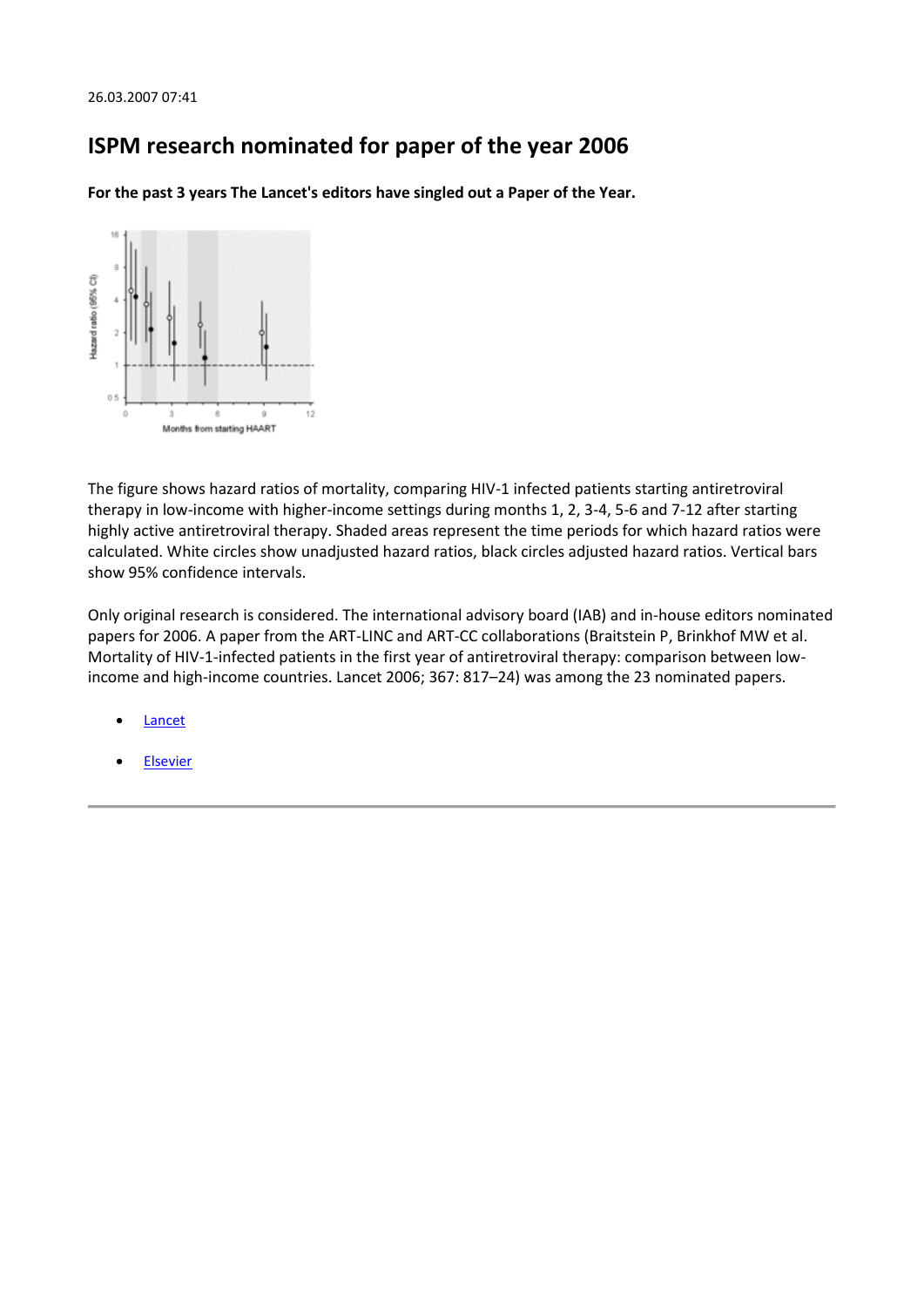26.03.2007 07:41

## ISPM research nominated for paper of the year 2006

**For the past 3 years The Lancet's editors have singled out a Paper of the Year.**

The figure shows hazard ratios of mortality, comparing HIV-1 infected patients starting antiretroviral therapy in low-income with higher-income settings during months 1, 2, 3-4, 5-6 and 7-12 after starting highly active antiretroviral therapy. Shaded areas represent the time periods for which hazard ratios were calculated. White circles show unadjusted hazard ratios, black circles adjusted hazard ratios. Vertical bars show 95% confidence intervals.

Only original research is considered. The international advisory board (IAB) and in-house editors nominated papers for 2006. A paper from the ART-LINC and ART-CC collaborations (Braitstein P, Brinkhof MW et al. Mortality of HIV-1-infected patients in the first year of antiretroviral therapy: comparison between low-income and high-income countries. Lancet 2006; 367: 817–24) was among the 23 nominated papers.

- Lancet
- Elsevier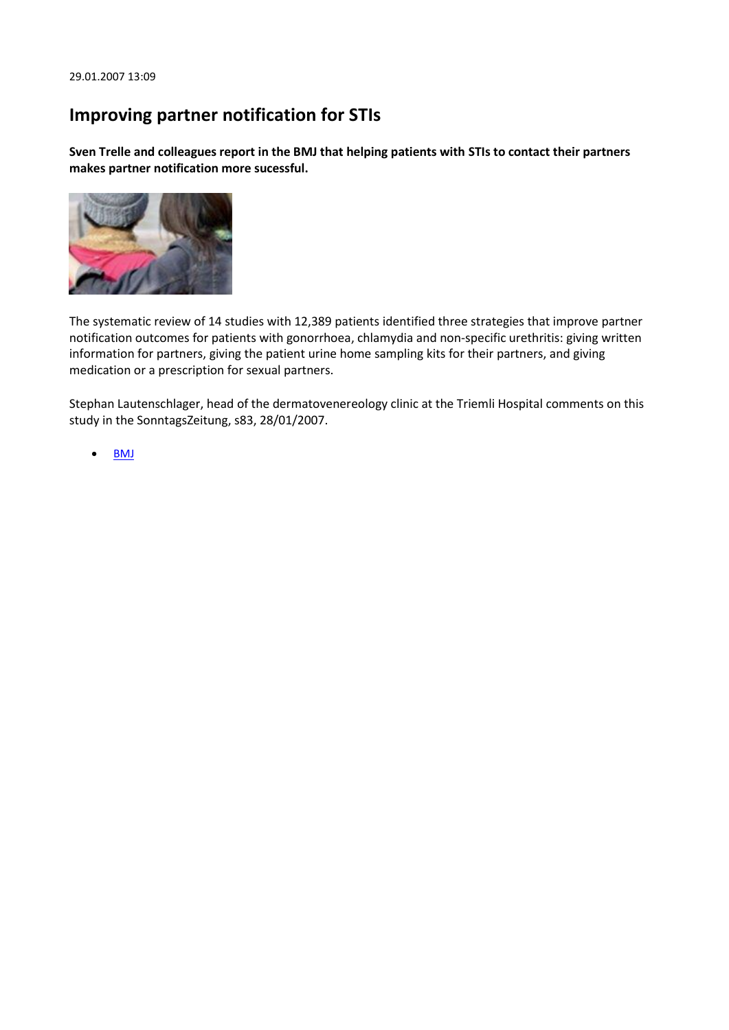29.01.2007 13:09

# Improving partner notification for STIs

**Sven Trelle and colleagues report in the BMJ that helping patients with STIs to contact their partners makes partner notification more sucessful.**

The systematic review of 14 studies with 12,389 patients identified three strategies that improve partner notification outcomes for patients with gonorrhoea, chlamydia and non-specific urethritis: giving written information for partners, giving the patient urine home sampling kits for their partners, and giving medication or a prescription for sexual partners.

Stephan Lautenschlager, head of the dermatovenereology clinic at the Triemli Hospital comments on this study in the SonntagsZeitung, s83, 28/01/2007.

- BMJ